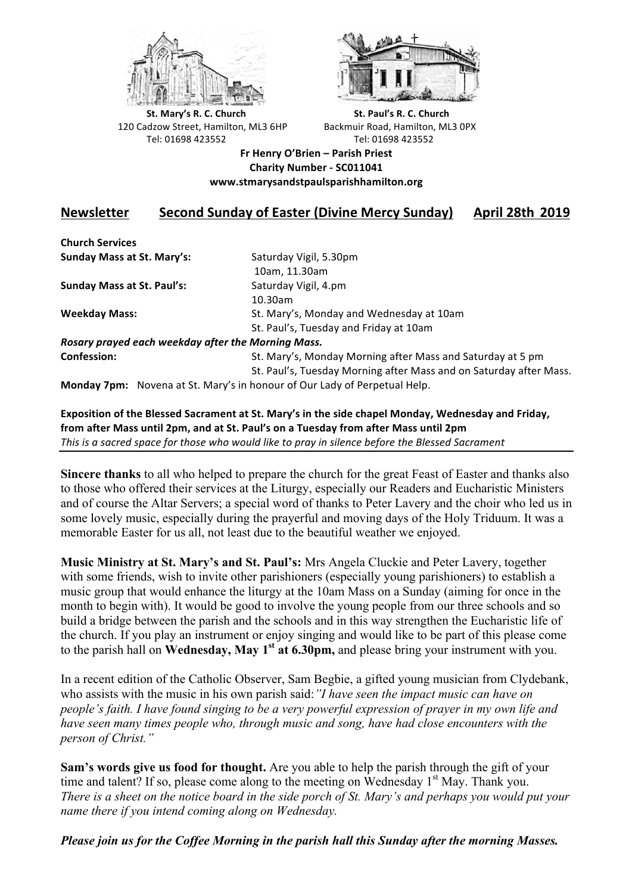**St. Mary's R. C. Church**
120 Cadzow Street, Hamilton, ML3 6HP
Tel: 01698 423552

**St. Paul's R. C. Church**
Backmuir Road, Hamilton, ML3 0PX
Tel: 01698 423552

**Fr Henry O'Brien – Parish Priest**
**Charity Number - SC011041**
**www.stmarysandstpaulsparishhamilton.org**

# Newsletter Second Sunday of Easter (Divine Mercy Sunday) April 28th 2019

**Church Services**

| | |
|---|---|
| **Sunday Mass at St. Mary's:** | Saturday Vigil, 5.30pm |
| | 10am, 11.30am |
| **Sunday Mass at St. Paul's:** | Saturday Vigil, 4.pm |
| | 10.30am |
| **Weekday Mass:** | St. Mary's, Monday and Wednesday at 10am |
| | St. Paul's, Tuesday and Friday at 10am |

***Rosary prayed each weekday after the Morning Mass.***

| | |
|---|---|
| **Confession:** | St. Mary's, Monday Morning after Mass and Saturday at 5 pm |
| | St. Paul's, Tuesday Morning after Mass and on Saturday after Mass. |

**Monday 7pm:** Novena at St. Mary's in honour of Our Lady of Perpetual Help.

**Exposition of the Blessed Sacrament at St. Mary's in the side chapel Monday, Wednesday and Friday, from after Mass until 2pm, and at St. Paul's on a Tuesday from after Mass until 2pm**
*This is a sacred space for those who would like to pray in silence before the Blessed Sacrament*

---

**Sincere thanks** to all who helped to prepare the church for the great Feast of Easter and thanks also to those who offered their services at the Liturgy, especially our Readers and Eucharistic Ministers and of course the Altar Servers; a special word of thanks to Peter Lavery and the choir who led us in some lovely music, especially during the prayerful and moving days of the Holy Triduum. It was a memorable Easter for us all, not least due to the beautiful weather we enjoyed.

**Music Ministry at St. Mary's and St. Paul's:** Mrs Angela Cluckie and Peter Lavery, together with some friends, wish to invite other parishioners (especially young parishioners) to establish a music group that would enhance the liturgy at the 10am Mass on a Sunday (aiming for once in the month to begin with). It would be good to involve the young people from our three schools and so build a bridge between the parish and the schools and in this way strengthen the Eucharistic life of the church. If you play an instrument or enjoy singing and would like to be part of this please come to the parish hall on **Wednesday, May 1st at 6.30pm,** and please bring your instrument with you.

In a recent edition of the Catholic Observer, Sam Begbie, a gifted young musician from Clydebank, who assists with the music in his own parish said: *"I have seen the impact music can have on people's faith. I have found singing to be a very powerful expression of prayer in my own life and have seen many times people who, through music and song, have had close encounters with the person of Christ."*

**Sam's words give us food for thought.** Are you able to help the parish through the gift of your time and talent? If so, please come along to the meeting on Wednesday 1st May. Thank you.
*There is a sheet on the notice board in the side porch of St. Mary's and perhaps you would put your name there if you intend coming along on Wednesday.*

***Please join us for the Coffee Morning in the parish hall this Sunday after the morning Masses.***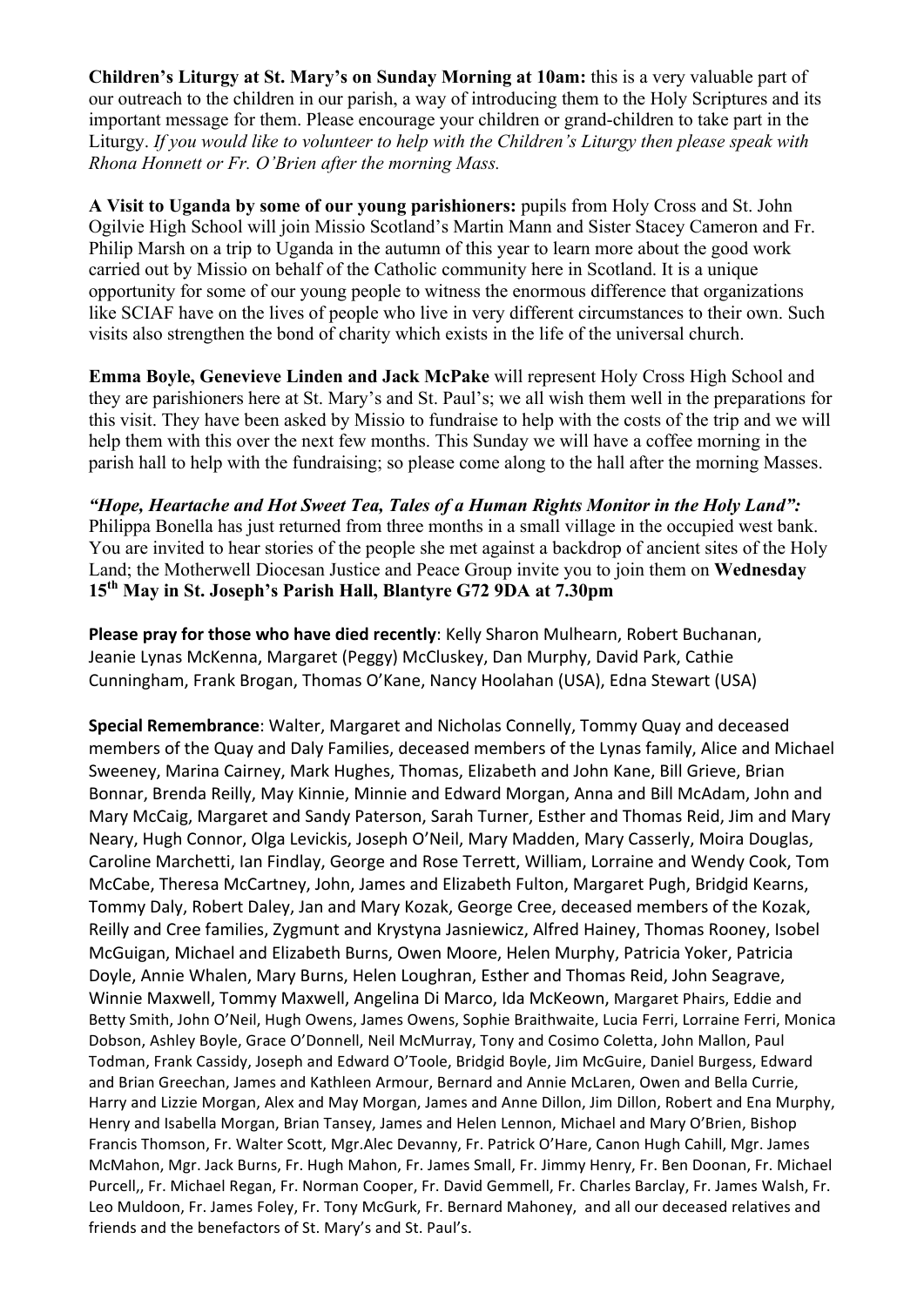**Children's Liturgy at St. Mary's on Sunday Morning at 10am:** this is a very valuable part of our outreach to the children in our parish, a way of introducing them to the Holy Scriptures and its important message for them. Please encourage your children or grand-children to take part in the Liturgy. *If you would like to volunteer to help with the Children's Liturgy then please speak with Rhona Honnett or Fr. O'Brien after the morning Mass.*

**A Visit to Uganda by some of our young parishioners:** pupils from Holy Cross and St. John Ogilvie High School will join Missio Scotland's Martin Mann and Sister Stacey Cameron and Fr. Philip Marsh on a trip to Uganda in the autumn of this year to learn more about the good work carried out by Missio on behalf of the Catholic community here in Scotland. It is a unique opportunity for some of our young people to witness the enormous difference that organizations like SCIAF have on the lives of people who live in very different circumstances to their own. Such visits also strengthen the bond of charity which exists in the life of the universal church.

**Emma Boyle, Genevieve Linden and Jack McPake** will represent Holy Cross High School and they are parishioners here at St. Mary's and St. Paul's; we all wish them well in the preparations for this visit. They have been asked by Missio to fundraise to help with the costs of the trip and we will help them with this over the next few months. This Sunday we will have a coffee morning in the parish hall to help with the fundraising; so please come along to the hall after the morning Masses.

***"Hope, Heartache and Hot Sweet Tea, Tales of a Human Rights Monitor in the Holy Land":*** Philippa Bonella has just returned from three months in a small village in the occupied west bank. You are invited to hear stories of the people she met against a backdrop of ancient sites of the Holy Land; the Motherwell Diocesan Justice and Peace Group invite you to join them on **Wednesday 15th May in St. Joseph's Parish Hall, Blantyre G72 9DA at 7.30pm**

**Please pray for those who have died recently**: Kelly Sharon Mulhearn, Robert Buchanan, Jeanie Lynas McKenna, Margaret (Peggy) McCluskey, Dan Murphy, David Park, Cathie Cunningham, Frank Brogan, Thomas O'Kane, Nancy Hoolahan (USA), Edna Stewart (USA)

**Special Remembrance**: Walter, Margaret and Nicholas Connelly, Tommy Quay and deceased members of the Quay and Daly Families, deceased members of the Lynas family, Alice and Michael Sweeney, Marina Cairney, Mark Hughes, Thomas, Elizabeth and John Kane, Bill Grieve, Brian Bonnar, Brenda Reilly, May Kinnie, Minnie and Edward Morgan, Anna and Bill McAdam, John and Mary McCaig, Margaret and Sandy Paterson, Sarah Turner, Esther and Thomas Reid, Jim and Mary Neary, Hugh Connor, Olga Levickis, Joseph O'Neil, Mary Madden, Mary Casserly, Moira Douglas, Caroline Marchetti, Ian Findlay, George and Rose Terrett, William, Lorraine and Wendy Cook, Tom McCabe, Theresa McCartney, John, James and Elizabeth Fulton, Margaret Pugh, Bridgid Kearns, Tommy Daly, Robert Daley, Jan and Mary Kozak, George Cree, deceased members of the Kozak, Reilly and Cree families, Zygmunt and Krystyna Jasniewicz, Alfred Hainey, Thomas Rooney, Isobel McGuigan, Michael and Elizabeth Burns, Owen Moore, Helen Murphy, Patricia Yoker, Patricia Doyle, Annie Whalen, Mary Burns, Helen Loughran, Esther and Thomas Reid, John Seagrave, Winnie Maxwell, Tommy Maxwell, Angelina Di Marco, Ida McKeown, Margaret Phairs, Eddie and Betty Smith, John O'Neil, Hugh Owens, James Owens, Sophie Braithwaite, Lucia Ferri, Lorraine Ferri, Monica Dobson, Ashley Boyle, Grace O'Donnell, Neil McMurray, Tony and Cosimo Coletta, John Mallon, Paul Todman, Frank Cassidy, Joseph and Edward O'Toole, Bridgid Boyle, Jim McGuire, Daniel Burgess, Edward and Brian Greechan, James and Kathleen Armour, Bernard and Annie McLaren, Owen and Bella Currie, Harry and Lizzie Morgan, Alex and May Morgan, James and Anne Dillon, Jim Dillon, Robert and Ena Murphy, Henry and Isabella Morgan, Brian Tansey, James and Helen Lennon, Michael and Mary O'Brien, Bishop Francis Thomson, Fr. Walter Scott, Mgr.Alec Devanny, Fr. Patrick O'Hare, Canon Hugh Cahill, Mgr. James McMahon, Mgr. Jack Burns, Fr. Hugh Mahon, Fr. James Small, Fr. Jimmy Henry, Fr. Ben Doonan, Fr. Michael Purcell,, Fr. Michael Regan, Fr. Norman Cooper, Fr. David Gemmell, Fr. Charles Barclay, Fr. James Walsh, Fr. Leo Muldoon, Fr. James Foley, Fr. Tony McGurk, Fr. Bernard Mahoney, and all our deceased relatives and friends and the benefactors of St. Mary's and St. Paul's.